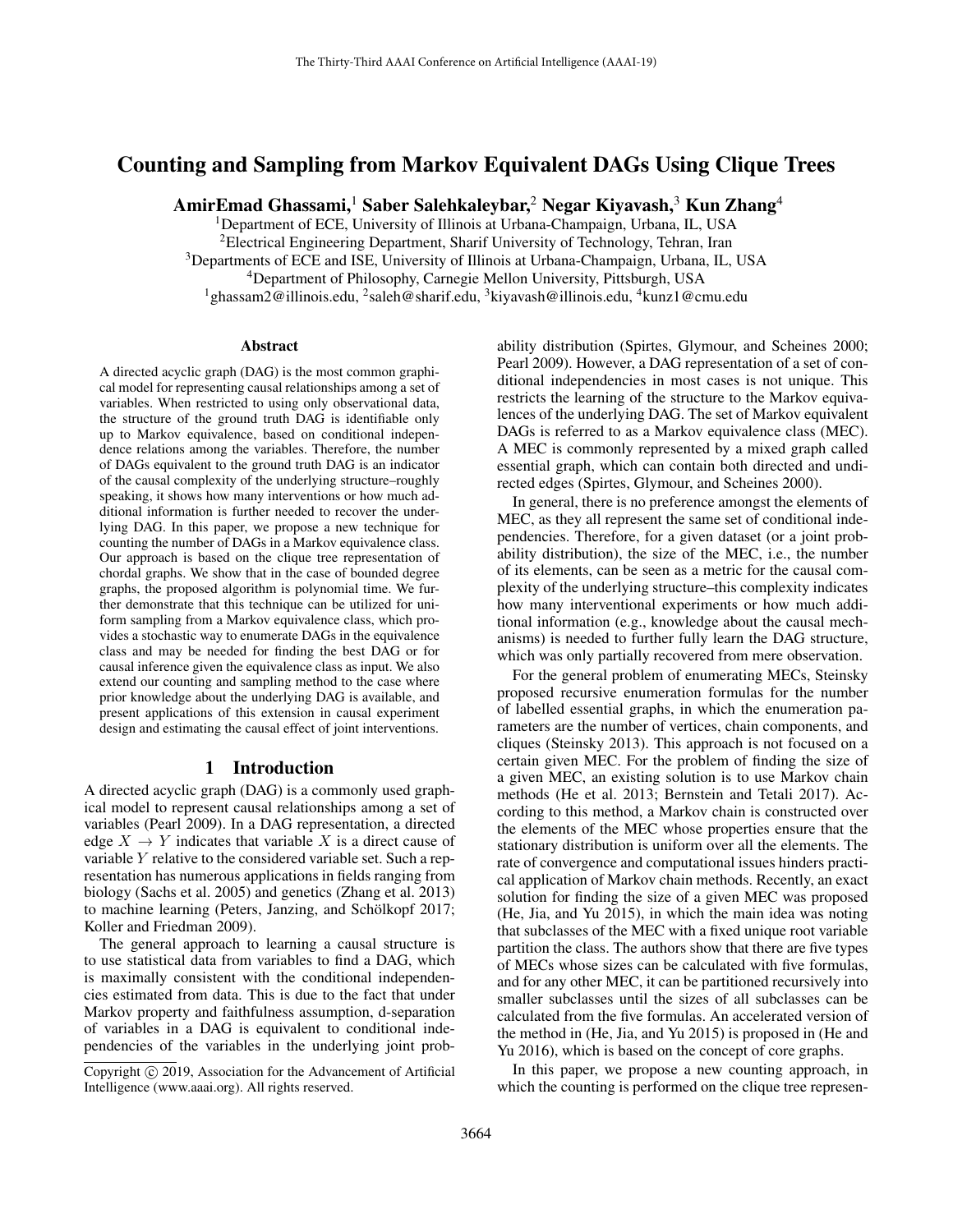# Counting and Sampling from Markov Equivalent DAGs Using Clique Trees

**AmirEmad Ghassami,[1] Saber Salehkaleybar,[2] Negar Kiyavash,[3] Kun Zhang[4]**

[1]Department of ECE, University of Illinois at Urbana-Champaign, Urbana, IL, USA
[2]Electrical Engineering Department, Sharif University of Technology, Tehran, Iran
[3]Departments of ECE and ISE, University of Illinois at Urbana-Champaign, Urbana, IL, USA
[4]Department of Philosophy, Carnegie Mellon University, Pittsburgh, USA
[1]ghassam2@illinois.edu, [2]saleh@sharif.edu, [3]kiyavash@illinois.edu, [4]kunz1@cmu.edu

## Abstract

A directed acyclic graph (DAG) is the most common graphical model for representing causal relationships among a set of variables. When restricted to using only observational data, the structure of the ground truth DAG is identifiable only up to Markov equivalence, based on conditional independence relations among the variables. Therefore, the number of DAGs equivalent to the ground truth DAG is an indicator of the causal complexity of the underlying structure–roughly speaking, it shows how many interventions or how much additional information is further needed to recover the underlying DAG. In this paper, we propose a new technique for counting the number of DAGs in a Markov equivalence class. Our approach is based on the clique tree representation of chordal graphs. We show that in the case of bounded degree graphs, the proposed algorithm is polynomial time. We further demonstrate that this technique can be utilized for uniform sampling from a Markov equivalence class, which provides a stochastic way to enumerate DAGs in the equivalence class and may be needed for finding the best DAG or for causal inference given the equivalence class as input. We also extend our counting and sampling method to the case where prior knowledge about the underlying DAG is available, and present applications of this extension in causal experiment design and estimating the causal effect of joint interventions.

## 1 Introduction

A directed acyclic graph (DAG) is a commonly used graphical model to represent causal relationships among a set of variables (Pearl 2009). In a DAG representation, a directed edge $X \rightarrow Y$ indicates that variable $X$ is a direct cause of variable $Y$ relative to the considered variable set. Such a representation has numerous applications in fields ranging from biology (Sachs et al. 2005) and genetics (Zhang et al. 2013) to machine learning (Peters, Janzing, and Schölkopf 2017; Koller and Friedman 2009).

The general approach to learning a causal structure is to use statistical data from variables to find a DAG, which is maximally consistent with the conditional independencies estimated from data. This is due to the fact that under Markov property and faithfulness assumption, d-separation of variables in a DAG is equivalent to conditional independencies of the variables in the underlying joint probability distribution (Spirtes, Glymour, and Scheines 2000; Pearl 2009). However, a DAG representation of a set of conditional independencies in most cases is not unique. This restricts the learning of the structure to the Markov equivalences of the underlying DAG. The set of Markov equivalent DAGs is referred to as a Markov equivalence class (MEC). A MEC is commonly represented by a mixed graph called essential graph, which can contain both directed and undirected edges (Spirtes, Glymour, and Scheines 2000).

In general, there is no preference amongst the elements of MEC, as they all represent the same set of conditional independencies. Therefore, for a given dataset (or a joint probability distribution), the size of the MEC, i.e., the number of its elements, can be seen as a metric for the causal complexity of the underlying structure–this complexity indicates how many interventional experiments or how much additional information (e.g., knowledge about the causal mechanisms) is needed to further fully learn the DAG structure, which was only partially recovered from mere observation.

For the general problem of enumerating MECs, Steinsky proposed recursive enumeration formulas for the number of labelled essential graphs, in which the enumeration parameters are the number of vertices, chain components, and cliques (Steinsky 2013). This approach is not focused on a certain given MEC. For the problem of finding the size of a given MEC, an existing solution is to use Markov chain methods (He et al. 2013; Bernstein and Tetali 2017). According to this method, a Markov chain is constructed over the elements of the MEC whose properties ensure that the stationary distribution is uniform over all the elements. The rate of convergence and computational issues hinders practical application of Markov chain methods. Recently, an exact solution for finding the size of a given MEC was proposed (He, Jia, and Yu 2015), in which the main idea was noting that subclasses of the MEC with a fixed unique root variable partition the class. The authors show that there are five types of MECs whose sizes can be calculated with five formulas, and for any other MEC, it can be partitioned recursively into smaller subclasses until the sizes of all subclasses can be calculated from the five formulas. An accelerated version of the method in (He, Jia, and Yu 2015) is proposed in (He and Yu 2016), which is based on the concept of core graphs.

In this paper, we propose a new counting approach, in which the counting is performed on the clique tree represen-

Copyright © 2019, Association for the Advancement of Artificial Intelligence (www.aaai.org). All rights reserved.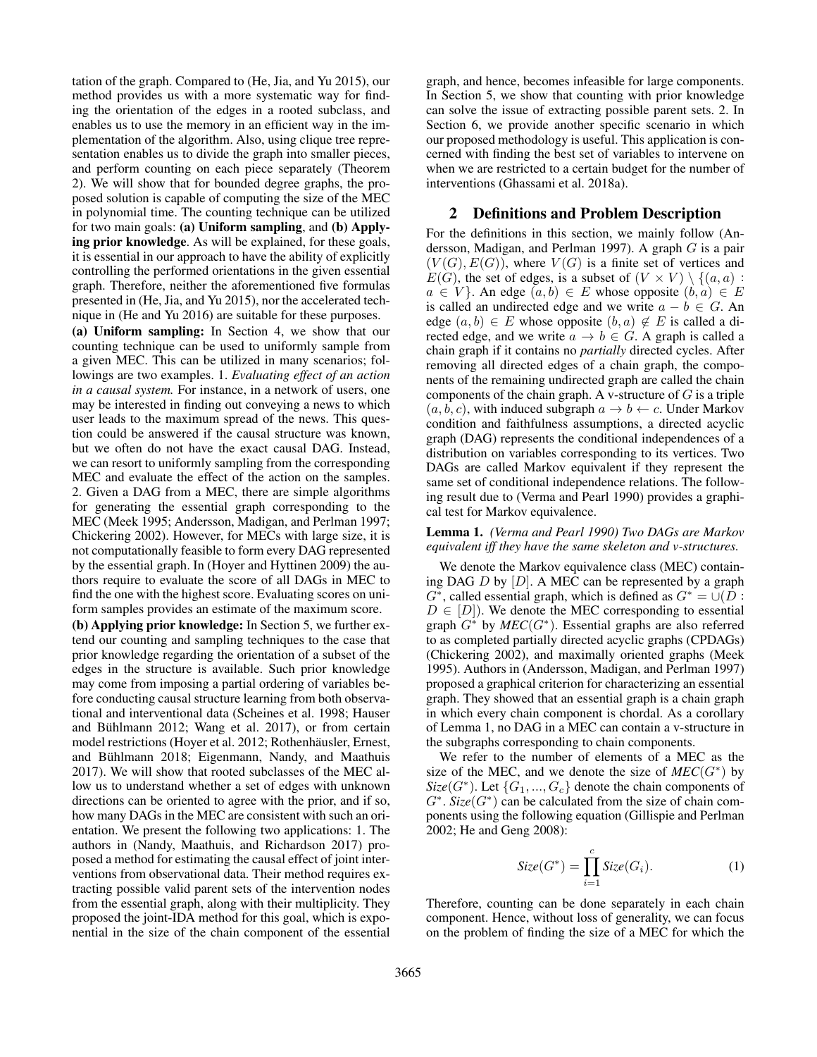tation of the graph. Compared to (He, Jia, and Yu 2015), our method provides us with a more systematic way for finding the orientation of the edges in a rooted subclass, and enables us to use the memory in an efficient way in the implementation of the algorithm. Also, using clique tree representation enables us to divide the graph into smaller pieces, and perform counting on each piece separately (Theorem 2). We will show that for bounded degree graphs, the proposed solution is capable of computing the size of the MEC in polynomial time. The counting technique can be utilized for two main goals: **(a) Uniform sampling**, and **(b) Applying prior knowledge**. As will be explained, for these goals, it is essential in our approach to have the ability of explicitly controlling the performed orientations in the given essential graph. Therefore, neither the aforementioned five formulas presented in (He, Jia, and Yu 2015), nor the accelerated technique in (He and Yu 2016) are suitable for these purposes.

**(a) Uniform sampling:** In Section 4, we show that our counting technique can be used to uniformly sample from a given MEC. This can be utilized in many scenarios; followings are two examples. 1. *Evaluating effect of an action in a causal system.* For instance, in a network of users, one may be interested in finding out conveying a news to which user leads to the maximum spread of the news. This question could be answered if the causal structure was known, but we often do not have the exact causal DAG. Instead, we can resort to uniformly sampling from the corresponding MEC and evaluate the effect of the action on the samples. 2. Given a DAG from a MEC, there are simple algorithms for generating the essential graph corresponding to the MEC (Meek 1995; Andersson, Madigan, and Perlman 1997; Chickering 2002). However, for MECs with large size, it is not computationally feasible to form every DAG represented by the essential graph. In (Hoyer and Hyttinen 2009) the authors require to evaluate the score of all DAGs in MEC to find the one with the highest score. Evaluating scores on uniform samples provides an estimate of the maximum score.

**(b) Applying prior knowledge:** In Section 5, we further extend our counting and sampling techniques to the case that prior knowledge regarding the orientation of a subset of the edges in the structure is available. Such prior knowledge may come from imposing a partial ordering of variables before conducting causal structure learning from both observational and interventional data (Scheines et al. 1998; Hauser and Bühlmann 2012; Wang et al. 2017), or from certain model restrictions (Hoyer et al. 2012; Rothenhäusler, Ernest, and Bühlmann 2018; Eigenmann, Nandy, and Maathuis 2017). We will show that rooted subclasses of the MEC allow us to understand whether a set of edges with unknown directions can be oriented to agree with the prior, and if so, how many DAGs in the MEC are consistent with such an orientation. We present the following two applications: 1. The authors in (Nandy, Maathuis, and Richardson 2017) proposed a method for estimating the causal effect of joint interventions from observational data. Their method requires extracting possible valid parent sets of the intervention nodes from the essential graph, along with their multiplicity. They proposed the joint-IDA method for this goal, which is exponential in the size of the chain component of the essential graph, and hence, becomes infeasible for large components. In Section 5, we show that counting with prior knowledge can solve the issue of extracting possible parent sets. 2. In Section 6, we provide another specific scenario in which our proposed methodology is useful. This application is concerned with finding the best set of variables to intervene on when we are restricted to a certain budget for the number of interventions (Ghassami et al. 2018a).

## 2 Definitions and Problem Description

For the definitions in this section, we mainly follow (Andersson, Madigan, and Perlman 1997). A graph $G$ is a pair $(V(G), E(G))$, where $V(G)$ is a finite set of vertices and $E(G)$, the set of edges, is a subset of $(V \times V) \setminus \{(a, a) : a \in V\}$. An edge $(a, b) \in E$ whose opposite $(b, a) \in E$ is called an undirected edge and we write $a - b \in G$. An edge $(a, b) \in E$ whose opposite $(b, a) \notin E$ is called a directed edge, and we write $a \rightarrow b \in G$. A graph is called a chain graph if it contains no *partially* directed cycles. After removing all directed edges of a chain graph, the components of the remaining undirected graph are called the chain components of the chain graph. A v-structure of $G$ is a triple $(a, b, c)$, with induced subgraph $a \rightarrow b \leftarrow c$. Under Markov condition and faithfulness assumptions, a directed acyclic graph (DAG) represents the conditional independences of a distribution on variables corresponding to its vertices. Two DAGs are called Markov equivalent if they represent the same set of conditional independence relations. The following result due to (Verma and Pearl 1990) provides a graphical test for Markov equivalence.

**Lemma 1.** *(Verma and Pearl 1990) Two DAGs are Markov equivalent iff they have the same skeleton and v-structures.*

We denote the Markov equivalence class (MEC) containing DAG $D$ by $[D]$. A MEC can be represented by a graph $G^*$, called essential graph, which is defined as $G^* = \cup(D : D \in [D])$. We denote the MEC corresponding to essential graph $G^*$ by $MEC(G^*)$. Essential graphs are also referred to as completed partially directed acyclic graphs (CPDAGs) (Chickering 2002), and maximally oriented graphs (Meek 1995). Authors in (Andersson, Madigan, and Perlman 1997) proposed a graphical criterion for characterizing an essential graph. They showed that an essential graph is a chain graph in which every chain component is chordal. As a corollary of Lemma 1, no DAG in a MEC can contain a v-structure in the subgraphs corresponding to chain components.

We refer to the number of elements of a MEC as the size of the MEC, and we denote the size of $MEC(G^*)$ by $Size(G^*)$. Let $\{G_1, ..., G_c\}$ denote the chain components of $G^*$. $Size(G^*)$ can be calculated from the size of chain components using the following equation (Gillispie and Perlman 2002; He and Geng 2008):

$$Size(G^*) = \prod_{i=1}^{c} Size(G_i). \tag{1}$$

Therefore, counting can be done separately in each chain component. Hence, without loss of generality, we can focus on the problem of finding the size of a MEC for which the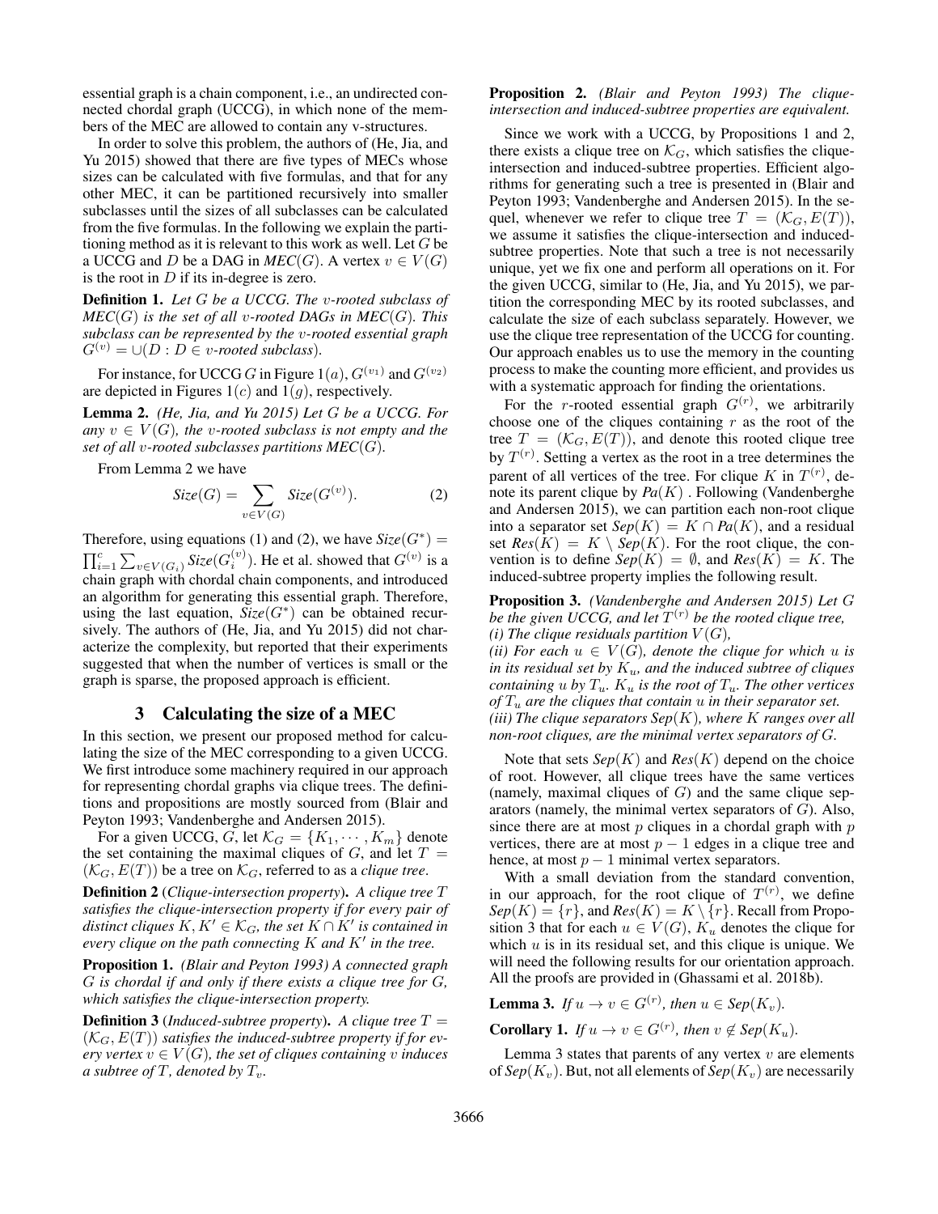essential graph is a chain component, i.e., an undirected connected chordal graph (UCCG), in which none of the members of the MEC are allowed to contain any v-structures.

In order to solve this problem, the authors of (He, Jia, and Yu 2015) showed that there are five types of MECs whose sizes can be calculated with five formulas, and that for any other MEC, it can be partitioned recursively into smaller subclasses until the sizes of all subclasses can be calculated from the five formulas. In the following we explain the partitioning method as it is relevant to this work as well. Let $G$ be a UCCG and $D$ be a DAG in *MEC*$(G)$. A vertex $v \in V(G)$ is the root in $D$ if its in-degree is zero.

**Definition 1.** *Let $G$ be a UCCG. The $v$-rooted subclass of MEC$(G)$ is the set of all $v$-rooted DAGs in MEC$(G)$. This subclass can be represented by the $v$-rooted essential graph $G^{(v)} = \cup(D : D \in v\text{-rooted subclass})$.*

For instance, for UCCG $G$ in Figure $1(a)$, $G^{(v_1)}$ and $G^{(v_2)}$ are depicted in Figures $1(c)$ and $1(g)$, respectively.

**Lemma 2.** *(He, Jia, and Yu 2015) Let $G$ be a UCCG. For any $v \in V(G)$, the $v$-rooted subclass is not empty and the set of all $v$-rooted subclasses partitions MEC$(G)$.*

From Lemma 2 we have

$$\textit{Size}(G) = \sum_{v \in V(G)} \textit{Size}(G^{(v)}). \tag{2}$$

Therefore, using equations (1) and (2), we have $\textit{Size}(G^*) = \prod_{i=1}^{c} \sum_{v \in V(G_i)} \textit{Size}(G_i^{(v)})$. He et al. showed that $G^{(v)}$ is a chain graph with chordal chain components, and introduced an algorithm for generating this essential graph. Therefore, using the last equation, $\textit{Size}(G^*)$ can be obtained recursively. The authors of (He, Jia, and Yu 2015) did not characterize the complexity, but reported that their experiments suggested that when the number of vertices is small or the graph is sparse, the proposed approach is efficient.

## 3 Calculating the size of a MEC

In this section, we present our proposed method for calculating the size of the MEC corresponding to a given UCCG. We first introduce some machinery required in our approach for representing chordal graphs via clique trees. The definitions and propositions are mostly sourced from (Blair and Peyton 1993; Vandenberghe and Andersen 2015).

For a given UCCG, $G$, let $\mathcal{K}_G = \{K_1, \cdots, K_m\}$ denote the set containing the maximal cliques of $G$, and let $T = (\mathcal{K}_G, E(T))$ be a tree on $\mathcal{K}_G$, referred to as a *clique tree*.

**Definition 2** (*Clique-intersection property*)**.** *A clique tree $T$ satisfies the clique-intersection property if for every pair of distinct cliques $K, K' \in \mathcal{K}_G$, the set $K \cap K'$ is contained in every clique on the path connecting $K$ and $K'$ in the tree.*

**Proposition 1.** *(Blair and Peyton 1993) A connected graph $G$ is chordal if and only if there exists a clique tree for $G$, which satisfies the clique-intersection property.*

**Definition 3** (*Induced-subtree property*)**.** *A clique tree $T = (\mathcal{K}_G, E(T))$ satisfies the induced-subtree property if for every vertex $v \in V(G)$, the set of cliques containing $v$ induces a subtree of $T$, denoted by $T_v$.*

**Proposition 2.** *(Blair and Peyton 1993) The clique-intersection and induced-subtree properties are equivalent.*

Since we work with a UCCG, by Propositions 1 and 2, there exists a clique tree on $\mathcal{K}_G$, which satisfies the clique-intersection and induced-subtree properties. Efficient algorithms for generating such a tree is presented in (Blair and Peyton 1993; Vandenberghe and Andersen 2015). In the sequel, whenever we refer to clique tree $T = (\mathcal{K}_G, E(T))$, we assume it satisfies the clique-intersection and induced-subtree properties. Note that such a tree is not necessarily unique, yet we fix one and perform all operations on it. For the given UCCG, similar to (He, Jia, and Yu 2015), we partition the corresponding MEC by its rooted subclasses, and calculate the size of each subclass separately. However, we use the clique tree representation of the UCCG for counting. Our approach enables us to use the memory in the counting process to make the counting more efficient, and provides us with a systematic approach for finding the orientations.

For the $r$-rooted essential graph $G^{(r)}$, we arbitrarily choose one of the cliques containing $r$ as the root of the tree $T = (\mathcal{K}_G, E(T))$, and denote this rooted clique tree by $T^{(r)}$. Setting a vertex as the root in a tree determines the parent of all vertices of the tree. For clique $K$ in $T^{(r)}$, denote its parent clique by $\textit{Pa}(K)$ . Following (Vandenberghe and Andersen 2015), we can partition each non-root clique into a separator set $\textit{Sep}(K) = K \cap \textit{Pa}(K)$, and a residual set $\textit{Res}(K) = K \setminus \textit{Sep}(K)$. For the root clique, the convention is to define $\textit{Sep}(K) = \emptyset$, and $\textit{Res}(K) = K$. The induced-subtree property implies the following result.

**Proposition 3.** *(Vandenberghe and Andersen 2015) Let $G$ be the given UCCG, and let $T^{(r)}$ be the rooted clique tree,*
*(i) The clique residuals partition $V(G)$,*
*(ii) For each $u \in V(G)$, denote the clique for which $u$ is in its residual set by $K_u$, and the induced subtree of cliques containing $u$ by $T_u$. $K_u$ is the root of $T_u$. The other vertices of $T_u$ are the cliques that contain $u$ in their separator set.*
*(iii) The clique separators Sep$(K)$, where $K$ ranges over all non-root cliques, are the minimal vertex separators of $G$.*

Note that sets $\textit{Sep}(K)$ and $\textit{Res}(K)$ depend on the choice of root. However, all clique trees have the same vertices (namely, maximal cliques of $G$) and the same clique separators (namely, the minimal vertex separators of $G$). Also, since there are at most $p$ cliques in a chordal graph with $p$ vertices, there are at most $p-1$ edges in a clique tree and hence, at most $p-1$ minimal vertex separators.

With a small deviation from the standard convention, in our approach, for the root clique of $T^{(r)}$, we define $\textit{Sep}(K) = \{r\}$, and $\textit{Res}(K) = K \setminus \{r\}$. Recall from Proposition 3 that for each $u \in V(G)$, $K_u$ denotes the clique for which $u$ is in its residual set, and this clique is unique. We will need the following results for our orientation approach. All the proofs are provided in (Ghassami et al. 2018b).

**Lemma 3.** *If $u \to v \in G^{(r)}$, then $u \in \textit{Sep}(K_v)$.*

**Corollary 1.** *If $u \to v \in G^{(r)}$, then $v \notin \textit{Sep}(K_u)$.*

Lemma 3 states that parents of any vertex $v$ are elements of $\textit{Sep}(K_v)$. But, not all elements of $\textit{Sep}(K_v)$ are necessarily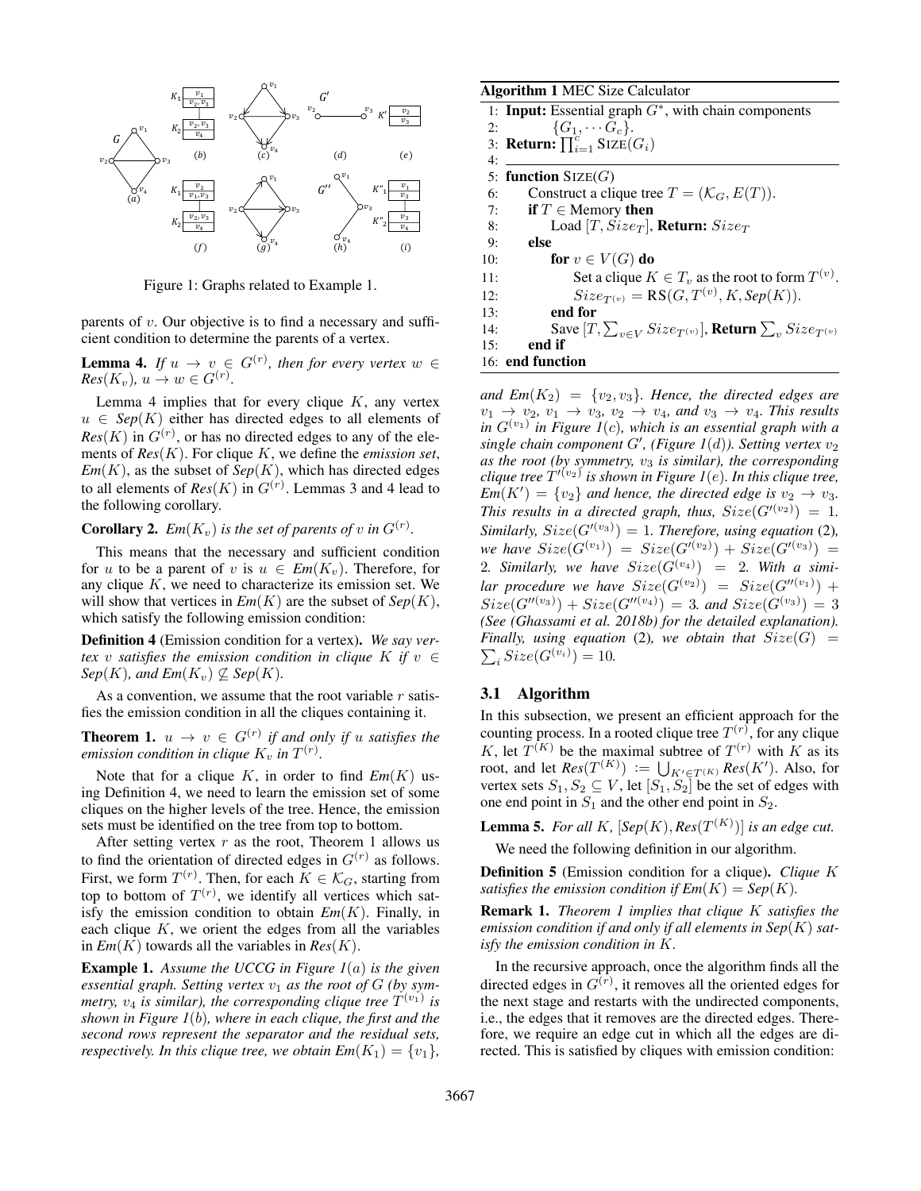Figure 1: Graphs related to Example 1.

parents of $v$. Our objective is to find a necessary and sufficient condition to determine the parents of a vertex.

**Lemma 4.** *If $u \to v \in G^{(r)}$, then for every vertex $w \in Res(K_v)$, $u \to w \in G^{(r)}$.*

Lemma 4 implies that for every clique $K$, any vertex $u \in Sep(K)$ either has directed edges to all elements of $Res(K)$ in $G^{(r)}$, or has no directed edges to any of the elements of $Res(K)$. For clique $K$, we define the *emission set*, $Em(K)$, as the subset of $Sep(K)$, which has directed edges to all elements of $Res(K)$ in $G^{(r)}$. Lemmas 3 and 4 lead to the following corollary.

**Corollary 2.** *$Em(K_v)$ is the set of parents of $v$ in $G^{(r)}$.*

This means that the necessary and sufficient condition for $u$ to be a parent of $v$ is $u \in Em(K_v)$. Therefore, for any clique $K$, we need to characterize its emission set. We will show that vertices in $Em(K)$ are the subset of $Sep(K)$, which satisfy the following emission condition:

**Definition 4** (Emission condition for a vertex)**.** *We say vertex $v$ satisfies the emission condition in clique $K$ if $v \in Sep(K)$, and $Em(K_v) \not\subseteq Sep(K)$.*

As a convention, we assume that the root variable $r$ satisfies the emission condition in all the cliques containing it.

**Theorem 1.** *$u \to v \in G^{(r)}$ if and only if $u$ satisfies the emission condition in clique $K_v$ in $T^{(r)}$.*

Note that for a clique $K$, in order to find $Em(K)$ using Definition 4, we need to learn the emission set of some cliques on the higher levels of the tree. Hence, the emission sets must be identified on the tree from top to bottom.

After setting vertex $r$ as the root, Theorem 1 allows us to find the orientation of directed edges in $G^{(r)}$ as follows. First, we form $T^{(r)}$. Then, for each $K \in \mathcal{K}_G$, starting from top to bottom of $T^{(r)}$, we identify all vertices which satisfy the emission condition to obtain $Em(K)$. Finally, in each clique $K$, we orient the edges from all the variables in $Em(K)$ towards all the variables in $Res(K)$.

**Example 1.** *Assume the UCCG in Figure 1(a) is the given essential graph. Setting vertex $v_1$ as the root of $G$ (by symmetry, $v_4$ is similar), the corresponding clique tree $T^{(v_1)}$ is shown in Figure 1(b), where in each clique, the first and the second rows represent the separator and the residual sets, respectively. In this clique tree, we obtain $Em(K_1) = \{v_1\}$, and $Em(K_2) = \{v_2, v_3\}$. Hence, the directed edges are $v_1 \to v_2$, $v_1 \to v_3$, $v_2 \to v_4$, and $v_3 \to v_4$. This results in $G^{(v_1)}$ in Figure 1(c), which is an essential graph with a single chain component $G'$, (Figure 1(d)). Setting vertex $v_2$ as the root (by symmetry, $v_3$ is similar), the corresponding clique tree $T'^{(v_2)}$ is shown in Figure 1(e). In this clique tree, $Em(K') = \{v_2\}$ and hence, the directed edge is $v_2 \to v_3$. This results in a directed graph, thus, $Size(G'^{(v_2)}) = 1$. Similarly, $Size(G'^{(v_3)}) = 1$. Therefore, using equation (2), we have $Size(G^{(v_1)}) = Size(G'^{(v_2)}) + Size(G'^{(v_3)}) = 2$. Similarly, we have $Size(G^{(v_4)}) = 2$. With a similar procedure we have $Size(G^{(v_2)}) = Size(G''^{(v_1)}) + Size(G''^{(v_3)}) + Size(G''^{(v_4)}) = 3$. and $Size(G^{(v_3)}) = 3$ (See (Ghassami et al. 2018b) for the detailed explanation). Finally, using equation (2), we obtain that $Size(G) = \sum_i Size(G^{(v_i)}) = 10$.*

**Algorithm 1** MEC Size Calculator

```
1: Input: Essential graph G*, with chain components
2:        {G_1, ··· G_c}.
3: Return: ∏_{i=1}^{c} SIZE(G_i)
4:
5: function SIZE(G)
6:     Construct a clique tree T = (K_G, E(T)).
7:     if T ∈ Memory then
8:         Load [T, Size_T], Return: Size_T
9:     else
10:        for v ∈ V(G) do
11:            Set a clique K ∈ T_v as the root to form T^(v).
12:            Size_{T^(v)} = RS(G, T^(v), K, Sep(K)).
13:        end for
14:        Save [T, ∑_{v∈V} Size_{T^(v)}], Return ∑_v Size_{T^(v)}
15:    end if
16: end function
```

### 3.1 Algorithm

In this subsection, we present an efficient approach for the counting process. In a rooted clique tree $T^{(r)}$, for any clique $K$, let $T^{(K)}$ be the maximal subtree of $T^{(r)}$ with $K$ as its root, and let $Res(T^{(K)}) := \bigcup_{K' \in T^{(K)}} Res(K')$. Also, for vertex sets $S_1, S_2 \subseteq V$, let $[S_1, S_2]$ be the set of edges with one end point in $S_1$ and the other end point in $S_2$.

**Lemma 5.** *For all $K$, $[Sep(K), Res(T^{(K)})]$ is an edge cut.*

We need the following definition in our algorithm.

**Definition 5** (Emission condition for a clique)**.** *Clique $K$ satisfies the emission condition if $Em(K) = Sep(K)$.*

**Remark 1.** *Theorem 1 implies that clique $K$ satisfies the emission condition if and only if all elements in $Sep(K)$ satisfy the emission condition in $K$.*

In the recursive approach, once the algorithm finds all the directed edges in $G^{(r)}$, it removes all the oriented edges for the next stage and restarts with the undirected components, i.e., the edges that it removes are the directed edges. Therefore, we require an edge cut in which all the edges are directed. This is satisfied by cliques with emission condition: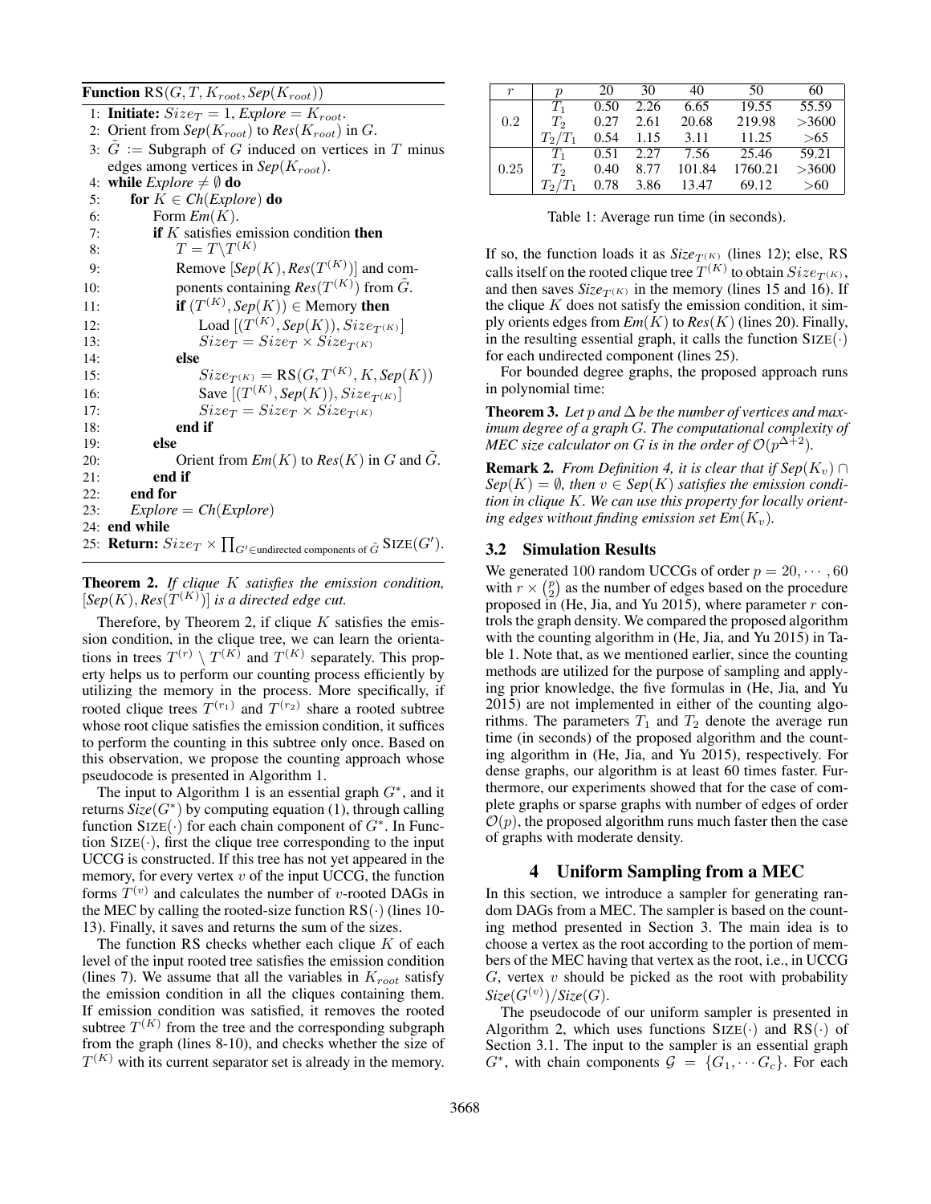**Function** $\text{RS}(G, T, K_{root}, \textit{Sep}(K_{root}))$

```
1: Initiate: Size_T = 1, Explore = K_root.
2: Orient from Sep(K_root) to Res(K_root) in G.
3: G~ := Subgraph of G induced on vertices in T minus
   edges among vertices in Sep(K_root).
4: while Explore ≠ ∅ do
5:     for K ∈ Ch(Explore) do
6:         Form Em(K).
7:         if K satisfies emission condition then
8:             T = T \ T^(K)
9:             Remove [Sep(K), Res(T^(K))] and com-
10:            ponents containing Res(T^(K)) from G~.
11:            if (T^(K), Sep(K)) ∈ Memory then
12:                Load [(T^(K), Sep(K)), Size_T^(K)]
13:                Size_T = Size_T × Size_T^(K)
14:            else
15:                Size_T^(K) = RS(G, T^(K), K, Sep(K))
16:                Save [(T^(K), Sep(K)), Size_T^(K)]
17:                Size_T = Size_T × Size_T^(K)
18:            end if
19:        else
20:            Orient from Em(K) to Res(K) in G and G~.
21:        end if
22:    end for
23:    Explore = Ch(Explore)
24: end while
25: Return: Size_T × ∏_{G' ∈ undirected components of G~} SIZE(G').
```

**Theorem 2.** *If clique $K$ satisfies the emission condition, $[\textit{Sep}(K), \textit{Res}(T^{(K)})]$ is a directed edge cut.*

Therefore, by Theorem 2, if clique $K$ satisfies the emission condition, in the clique tree, we can learn the orientations in trees $T^{(r)} \setminus T^{(K)}$ and $T^{(K)}$ separately. This property helps us to perform our counting process efficiently by utilizing the memory in the process. More specifically, if rooted clique trees $T^{(r_1)}$ and $T^{(r_2)}$ share a rooted subtree whose root clique satisfies the emission condition, it suffices to perform the counting in this subtree only once. Based on this observation, we propose the counting approach whose pseudocode is presented in Algorithm 1.

The input to Algorithm 1 is an essential graph $G^*$, and it returns $\textit{Size}(G^*)$ by computing equation (1), through calling function $\text{SIZE}(\cdot)$ for each chain component of $G^*$. In Function $\text{SIZE}(\cdot)$, first the clique tree corresponding to the input UCCG is constructed. If this tree has not yet appeared in the memory, for every vertex $v$ of the input UCCG, the function forms $T^{(v)}$ and calculates the number of $v$-rooted DAGs in the MEC by calling the rooted-size function $\text{RS}(\cdot)$ (lines 10-13). Finally, it saves and returns the sum of the sizes.

The function RS checks whether each clique $K$ of each level of the input rooted tree satisfies the emission condition (lines 7). We assume that all the variables in $K_{root}$ satisfy the emission condition in all the cliques containing them. If emission condition was satisfied, it removes the rooted subtree $T^{(K)}$ from the tree and the corresponding subgraph from the graph (lines 8-10), and checks whether the size of $T^{(K)}$ with its current separator set is already in the memory. If so, the function loads it as $\textit{Size}_{T^{(K)}}$ (lines 12); else, RS calls itself on the rooted clique tree $T^{(K)}$ to obtain $Size_{T^{(K)}}$, and then saves $\textit{Size}_{T^{(K)}}$ in the memory (lines 15 and 16). If the clique $K$ does not satisfy the emission condition, it simply orients edges from $\textit{Em}(K)$ to $\textit{Res}(K)$ (lines 20). Finally, in the resulting essential graph, it calls the function $\text{SIZE}(\cdot)$ for each undirected component (lines 25).

For bounded degree graphs, the proposed approach runs in polynomial time:

**Theorem 3.** *Let $p$ and $\Delta$ be the number of vertices and maximum degree of a graph $G$. The computational complexity of MEC size calculator on $G$ is in the order of $\mathcal{O}(p^{\Delta+2})$.*

**Remark 2.** *From Definition 4, it is clear that if $\textit{Sep}(K_v) \cap \textit{Sep}(K) = \emptyset$, then $v \in \textit{Sep}(K)$ satisfies the emission condition in clique $K$. We can use this property for locally orienting edges without finding emission set $\textit{Em}(K_v)$.*

### 3.2 Simulation Results

| $r$ | $p$ | 20 | 30 | 40 | 50 | 60 |
|---|---|---|---|---|---|---|
| 0.2 | $T_1$ | 0.50 | 2.26 | 6.65 | 19.55 | 55.59 |
| | $T_2$ | 0.27 | 2.61 | 20.68 | 219.98 | >3600 |
| | $T_2/T_1$ | 0.54 | 1.15 | 3.11 | 11.25 | >65 |
| 0.25 | $T_1$ | 0.51 | 2.27 | 7.56 | 25.46 | 59.21 |
| | $T_2$ | 0.40 | 8.77 | 101.84 | 1760.21 | >3600 |
| | $T_2/T_1$ | 0.78 | 3.86 | 13.47 | 69.12 | >60 |

Table 1: Average run time (in seconds).

We generated 100 random UCCGs of order $p = 20, \cdots, 60$ with $r \times \binom{p}{2}$ as the number of edges based on the procedure proposed in (He, Jia, and Yu 2015), where parameter $r$ controls the graph density. We compared the proposed algorithm with the counting algorithm in (He, Jia, and Yu 2015) in Table 1. Note that, as we mentioned earlier, since the counting methods are utilized for the purpose of sampling and applying prior knowledge, the five formulas in (He, Jia, and Yu 2015) are not implemented in either of the counting algorithms. The parameters $T_1$ and $T_2$ denote the average run time (in seconds) of the proposed algorithm and the counting algorithm in (He, Jia, and Yu 2015), respectively. For dense graphs, our algorithm is at least 60 times faster. Furthermore, our experiments showed that for the case of complete graphs or sparse graphs with number of edges of order $\mathcal{O}(p)$, the proposed algorithm runs much faster then the case of graphs with moderate density.

## 4 Uniform Sampling from a MEC

In this section, we introduce a sampler for generating random DAGs from a MEC. The sampler is based on the counting method presented in Section 3. The main idea is to choose a vertex as the root according to the portion of members of the MEC having that vertex as the root, i.e., in UCCG $G$, vertex $v$ should be picked as the root with probability $\textit{Size}(G^{(v)})/\textit{Size}(G)$.

The pseudocode of our uniform sampler is presented in Algorithm 2, which uses functions $\text{SIZE}(\cdot)$ and $\text{RS}(\cdot)$ of Section 3.1. The input to the sampler is an essential graph $G^*$, with chain components $\mathcal{G} = \{G_1, \cdots G_c\}$. For each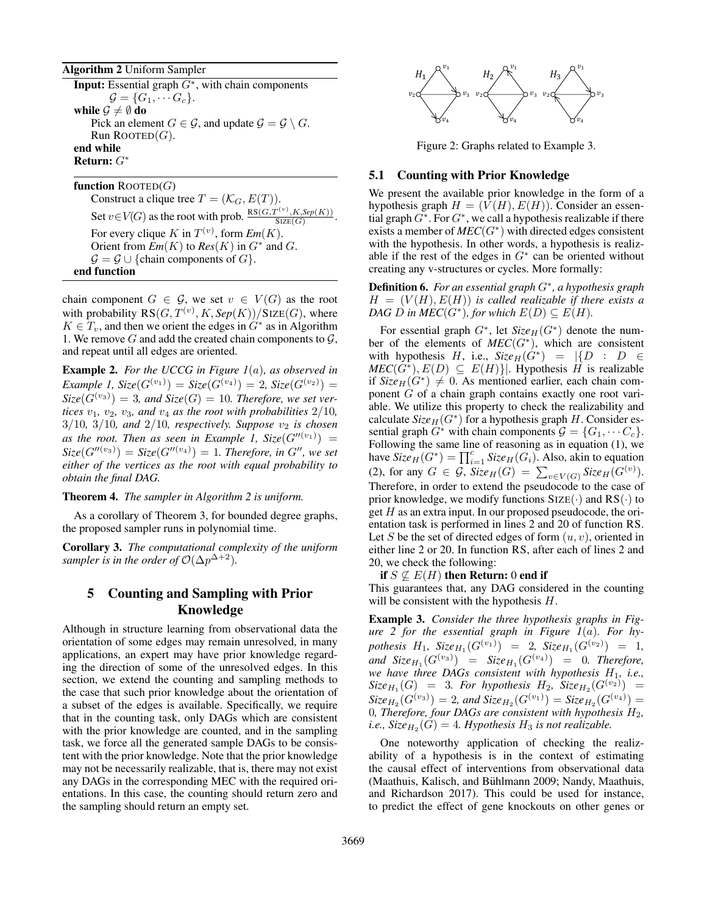**Algorithm 2** Uniform Sampler

**Input:** Essential graph $G^*$, with chain components $\mathcal{G} = \{G_1, \cdots G_c\}$.
**while** $\mathcal{G} \neq \emptyset$ **do**
  Pick an element $G \in \mathcal{G}$, and update $\mathcal{G} = \mathcal{G} \setminus G$.
  Run ROOTED($G$).
**end while**
**Return:** $G^*$

**function** ROOTED($G$)
  Construct a clique tree $T = (\mathcal{K}_G, E(T))$.
  Set $v \in V(G)$ as the root with prob. $\frac{\text{RS}(G, T^{(v)}, K, \textit{Sep}(K))}{\text{SIZE}(G)}$.
  For every clique $K$ in $T^{(v)}$, form *Em*($K$).
  Orient from *Em*($K$) to *Res*($K$) in $G^*$ and $G$.
  $\mathcal{G} = \mathcal{G} \cup$ {chain components of $G$}.
**end function**

chain component $G \in \mathcal{G}$, we set $v \in V(G)$ as the root with probability $\text{RS}(G, T^{(v)}, K, \textit{Sep}(K))/\text{SIZE}(G)$, where $K \in T_v$, and then we orient the edges in $G^*$ as in Algorithm 1. We remove $G$ and add the created chain components to $\mathcal{G}$, and repeat until all edges are oriented.

**Example 2.** *For the UCCG in Figure 1(a), as observed in Example 1, Size*$(G^{(v_1)})$ = *Size*$(G^{(v_4)}) = 2$, *Size*$(G^{(v_2)})$ = *Size*$(G^{(v_3)}) = 3$, *and Size*$(G) = 10$. *Therefore, we set vertices* $v_1$, $v_2$, $v_3$, *and* $v_4$ *as the root with probabilities* $2/10$, $3/10$, $3/10$, *and* $2/10$, *respectively. Suppose* $v_2$ *is chosen as the root. Then as seen in Example 1, Size*$(G''^{(v_1)})$ = *Size*$(G''^{(v_3)})$ = *Size*$(G''^{(v_4)}) = 1$. *Therefore, in* $G''$, *we set either of the vertices as the root with equal probability to obtain the final DAG.*

**Theorem 4.** *The sampler in Algorithm 2 is uniform.*

As a corollary of Theorem 3, for bounded degree graphs, the proposed sampler runs in polynomial time.

**Corollary 3.** *The computational complexity of the uniform sampler is in the order of* $\mathcal{O}(\Delta p^{\Delta+2})$.

## 5 Counting and Sampling with Prior Knowledge

Although in structure learning from observational data the orientation of some edges may remain unresolved, in many applications, an expert may have prior knowledge regarding the direction of some of the unresolved edges. In this section, we extend the counting and sampling methods to the case that such prior knowledge about the orientation of a subset of the edges is available. Specifically, we require that in the counting task, only DAGs which are consistent with the prior knowledge are counted, and in the sampling task, we force all the generated sample DAGs to be consistent with the prior knowledge. Note that the prior knowledge may not be necessarily realizable, that is, there may not exist any DAGs in the corresponding MEC with the required orientations. In this case, the counting should return zero and the sampling should return an empty set.

Figure 2: Graphs related to Example 3.

### 5.1 Counting with Prior Knowledge

We present the available prior knowledge in the form of a hypothesis graph $H = (V(H), E(H))$. Consider an essential graph $G^*$. For $G^*$, we call a hypothesis realizable if there exists a member of *MEC*$(G^*)$ with directed edges consistent with the hypothesis. In other words, a hypothesis is realizable if the rest of the edges in $G^*$ can be oriented without creating any v-structures or cycles. More formally:

**Definition 6.** *For an essential graph* $G^*$, *a hypothesis graph* $H = (V(H), E(H))$ *is called realizable if there exists a DAG* $D$ *in MEC*$(G^*)$, *for which* $E(D) \subseteq E(H)$.

For essential graph $G^*$, let *Size*$_H(G^*)$ denote the number of the elements of *MEC*$(G^*)$, which are consistent with hypothesis $H$, i.e., *Size*$_H(G^*) = |\{D : D \in$ *MEC*$(G^*), E(D) \subseteq E(H)\}|$. Hypothesis $H$ is realizable if *Size*$_H(G^*) \neq 0$. As mentioned earlier, each chain component $G$ of a chain graph contains exactly one root variable. We utilize this property to check the realizability and calculate *Size*$_H(G^*)$ for a hypothesis graph $H$. Consider essential graph $G^*$ with chain components $\mathcal{G} = \{G_1, \cdots C_c\}$. Following the same line of reasoning as in equation (1), we have *Size*$_H(G^*) = \prod_{i=1}^{c}$ *Size*$_H(G_i)$. Also, akin to equation (2), for any $G \in \mathcal{G}$, *Size*$_H(G) = \sum_{v \in V(G)}$ *Size*$_H(G^{(v)})$. Therefore, in order to extend the pseudocode to the case of prior knowledge, we modify functions SIZE($\cdot$) and RS($\cdot$) to get $H$ as an extra input. In our proposed pseudocode, the orientation task is performed in lines 2 and 20 of function RS. Let $S$ be the set of directed edges of form $(u, v)$, oriented in either line 2 or 20. In function RS, after each of lines 2 and 20, we check the following:

**if** $S \not\subseteq E(H)$ **then Return:** 0 **end if**

This guarantees that, any DAG considered in the counting will be consistent with the hypothesis $H$.

**Example 3.** *Consider the three hypothesis graphs in Figure 2 for the essential graph in Figure 1(a). For hypothesis* $H_1$, *Size*$_{H_1}(G^{(v_1)}) = 2$, *Size*$_{H_1}(G^{(v_2)}) = 1$, *and Size*$_{H_1}(G^{(v_3)})$ = *Size*$_{H_1}(G^{(v_4)}) = 0$. *Therefore, we have three DAGs consistent with hypothesis* $H_1$, *i.e., Size*$_{H_1}(G) = 3$. *For hypothesis* $H_2$, *Size*$_{H_2}(G^{(v_2)})$ = *Size*$_{H_2}(G^{(v_3)}) = 2$, *and Size*$_{H_2}(G^{(v_1)})$ = *Size*$_{H_2}(G^{(v_4)}) = 0$, *Therefore, four DAGs are consistent with hypothesis* $H_2$, *i.e., Size*$_{H_2}(G) = 4$. *Hypothesis* $H_3$ *is not realizable.*

One noteworthy application of checking the realizability of a hypothesis is in the context of estimating the causal effect of interventions from observational data (Maathuis, Kalisch, and Bühlmann 2009; Nandy, Maathuis, and Richardson 2017). This could be used for instance, to predict the effect of gene knockouts on other genes or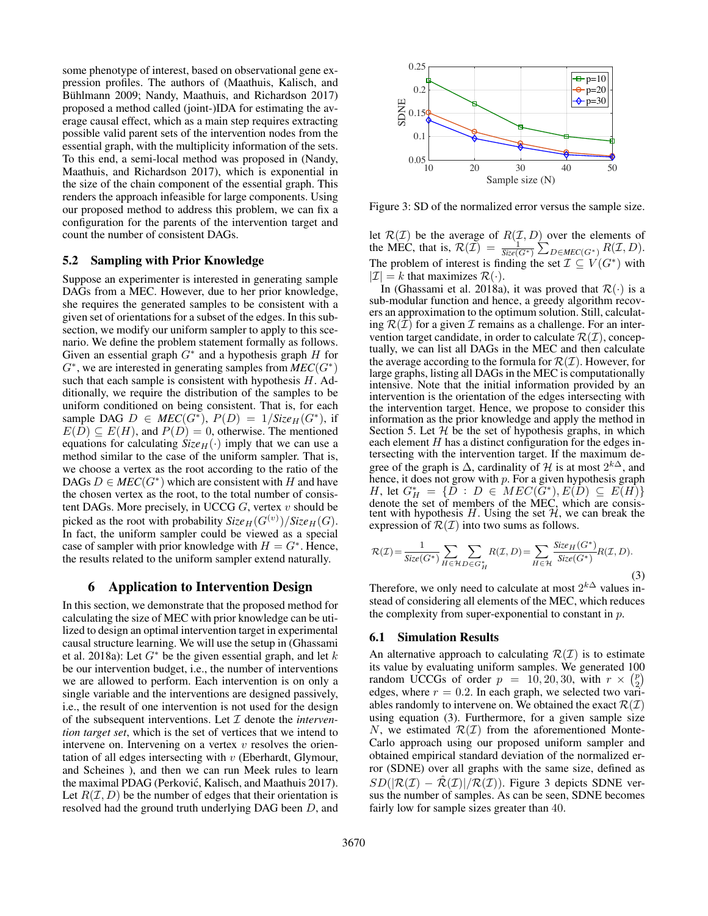some phenotype of interest, based on observational gene expression profiles. The authors of (Maathuis, Kalisch, and Bühlmann 2009; Nandy, Maathuis, and Richardson 2017) proposed a method called (joint-)IDA for estimating the average causal effect, which as a main step requires extracting possible valid parent sets of the intervention nodes from the essential graph, with the multiplicity information of the sets. To this end, a semi-local method was proposed in (Nandy, Maathuis, and Richardson 2017), which is exponential in the size of the chain component of the essential graph. This renders the approach infeasible for large components. Using our proposed method to address this problem, we can fix a configuration for the parents of the intervention target and count the number of consistent DAGs.

## 5.2 Sampling with Prior Knowledge

Suppose an experimenter is interested in generating sample DAGs from a MEC. However, due to her prior knowledge, she requires the generated samples to be consistent with a given set of orientations for a subset of the edges. In this subsection, we modify our uniform sampler to apply to this scenario. We define the problem statement formally as follows. Given an essential graph $G^*$ and a hypothesis graph $H$ for $G^*$, we are interested in generating samples from $MEC(G^*)$ such that each sample is consistent with hypothesis $H$. Additionally, we require the distribution of the samples to be uniform conditioned on being consistent. That is, for each sample DAG $D \in MEC(G^*)$, $P(D) = 1/Size_H(G^*)$, if $E(D) \subseteq E(H)$, and $P(D) = 0$, otherwise. The mentioned equations for calculating $Size_H(\cdot)$ imply that we can use a method similar to the case of the uniform sampler. That is, we choose a vertex as the root according to the ratio of the DAGs $D \in MEC(G^*)$ which are consistent with $H$ and have the chosen vertex as the root, to the total number of consistent DAGs. More precisely, in UCCG $G$, vertex $v$ should be picked as the root with probability $Size_H(G^{(v)})/Size_H(G)$. In fact, the uniform sampler could be viewed as a special case of sampler with prior knowledge with $H = G^*$. Hence, the results related to the uniform sampler extend naturally.

# 6 Application to Intervention Design

In this section, we demonstrate that the proposed method for calculating the size of MEC with prior knowledge can be utilized to design an optimal intervention target in experimental causal structure learning. We will use the setup in (Ghassami et al. 2018a): Let $G^*$ be the given essential graph, and let $k$ be our intervention budget, i.e., the number of interventions we are allowed to perform. Each intervention is on only a single variable and the interventions are designed passively, i.e., the result of one intervention is not used for the design of the subsequent interventions. Let $\mathcal{I}$ denote the *intervention target set*, which is the set of vertices that we intend to intervene on. Intervening on a vertex $v$ resolves the orientation of all edges intersecting with $v$ (Eberhardt, Glymour, and Scheines ), and then we can run Meek rules to learn the maximal PDAG (Perković, Kalisch, and Maathuis 2017). Let $R(\mathcal{I}, D)$ be the number of edges that their orientation is resolved had the ground truth underlying DAG been $D$, and let $\mathcal{R}(\mathcal{I})$ be the average of $R(\mathcal{I}, D)$ over the elements of the MEC, that is, $\mathcal{R}(\mathcal{I}) = \frac{1}{Size(G^*)} \sum_{D \in MEC(G^*)} R(\mathcal{I}, D)$. The problem of interest is finding the set $\mathcal{I} \subseteq V(G^*)$ with $|\mathcal{I}| = k$ that maximizes $\mathcal{R}(\cdot)$.

In (Ghassami et al. 2018a), it was proved that $\mathcal{R}(\cdot)$ is a sub-modular function and hence, a greedy algorithm recovers an approximation to the optimum solution. Still, calculating $\mathcal{R}(\mathcal{I})$ for a given $\mathcal{I}$ remains as a challenge. For an intervention target candidate, in order to calculate $\mathcal{R}(\mathcal{I})$, conceptually, we can list all DAGs in the MEC and then calculate the average according to the formula for $\mathcal{R}(\mathcal{I})$. However, for large graphs, listing all DAGs in the MEC is computationally intensive. Note that the initial information provided by an intervention is the orientation of the edges intersecting with the intervention target. Hence, we propose to consider this information as the prior knowledge and apply the method in Section 5. Let $\mathcal{H}$ be the set of hypothesis graphs, in which each element $H$ has a distinct configuration for the edges intersecting with the intervention target. If the maximum degree of the graph is $\Delta$, cardinality of $\mathcal{H}$ is at most $2^{k\Delta}$, and hence, it does not grow with $p$. For a given hypothesis graph $H$, let $G^*_H = \{D : D \in MEC(G^*), E(D) \subseteq E(H)\}$ denote the set of members of the MEC, which are consistent with hypothesis $H$. Using the set $\mathcal{H}$, we can break the expression of $\mathcal{R}(\mathcal{I})$ into two sums as follows.

$$\mathcal{R}(\mathcal{I}) = \frac{1}{Size(G^*)} \sum_{H \in \mathcal{H}} \sum_{D \in G^*_H} R(\mathcal{I}, D) = \sum_{H \in \mathcal{H}} \frac{Size_H(G^*)}{Size(G^*)} R(\mathcal{I}, D). \tag{3}$$

Therefore, we only need to calculate at most $2^{k\Delta}$ values instead of considering all elements of the MEC, which reduces the complexity from super-exponential to constant in $p$.

Figure 3: SD of the normalized error versus the sample size.

## 6.1 Simulation Results

An alternative approach to calculating $\mathcal{R}(\mathcal{I})$ is to estimate its value by evaluating uniform samples. We generated 100 random UCCGs of order $p = 10, 20, 30$, with $r \times \binom{p}{2}$ edges, where $r = 0.2$. In each graph, we selected two variables randomly to intervene on. We obtained the exact $\mathcal{R}(\mathcal{I})$ using equation (3). Furthermore, for a given sample size $N$, we estimated $\mathcal{R}(\mathcal{I})$ from the aforementioned Monte-Carlo approach using our proposed uniform sampler and obtained empirical standard deviation of the normalized error (SDNE) over all graphs with the same size, defined as $SD(|\mathcal{R}(\mathcal{I}) - \hat{\mathcal{R}}(\mathcal{I})|/\mathcal{R}(\mathcal{I}))$. Figure 3 depicts SDNE versus the number of samples. As can be seen, SDNE becomes fairly low for sample sizes greater than 40.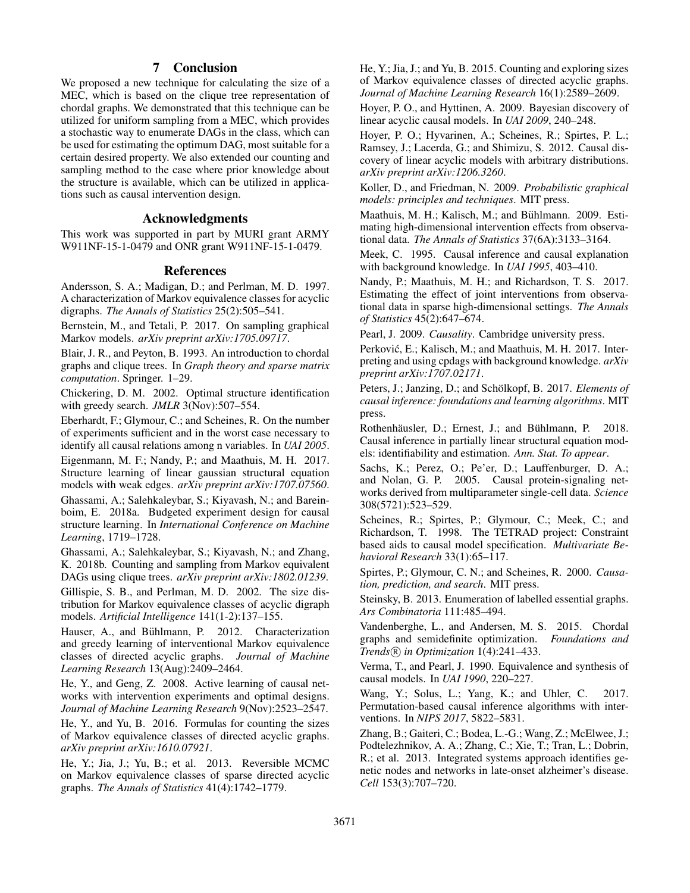## 7 Conclusion

We proposed a new technique for calculating the size of a MEC, which is based on the clique tree representation of chordal graphs. We demonstrated that this technique can be utilized for uniform sampling from a MEC, which provides a stochastic way to enumerate DAGs in the class, which can be used for estimating the optimum DAG, most suitable for a certain desired property. We also extended our counting and sampling method to the case where prior knowledge about the structure is available, which can be utilized in applications such as causal intervention design.

## Acknowledgments

This work was supported in part by MURI grant ARMY W911NF-15-1-0479 and ONR grant W911NF-15-1-0479.

## References

Andersson, S. A.; Madigan, D.; and Perlman, M. D. 1997. A characterization of Markov equivalence classes for acyclic digraphs. *The Annals of Statistics* 25(2):505–541.

Bernstein, M., and Tetali, P. 2017. On sampling graphical Markov models. *arXiv preprint arXiv:1705.09717*.

Blair, J. R., and Peyton, B. 1993. An introduction to chordal graphs and clique trees. In *Graph theory and sparse matrix computation*. Springer. 1–29.

Chickering, D. M. 2002. Optimal structure identification with greedy search. *JMLR* 3(Nov):507–554.

Eberhardt, F.; Glymour, C.; and Scheines, R. On the number of experiments sufficient and in the worst case necessary to identify all causal relations among n variables. In *UAI 2005*.

Eigenmann, M. F.; Nandy, P.; and Maathuis, M. H. 2017. Structure learning of linear gaussian structural equation models with weak edges. *arXiv preprint arXiv:1707.07560*.

Ghassami, A.; Salehkaleybar, S.; Kiyavash, N.; and Bareinboim, E. 2018a. Budgeted experiment design for causal structure learning. In *International Conference on Machine Learning*, 1719–1728.

Ghassami, A.; Salehkaleybar, S.; Kiyavash, N.; and Zhang, K. 2018b. Counting and sampling from Markov equivalent DAGs using clique trees. *arXiv preprint arXiv:1802.01239*.

Gillispie, S. B., and Perlman, M. D. 2002. The size distribution for Markov equivalence classes of acyclic digraph models. *Artificial Intelligence* 141(1-2):137–155.

Hauser, A., and Bühlmann, P. 2012. Characterization and greedy learning of interventional Markov equivalence classes of directed acyclic graphs. *Journal of Machine Learning Research* 13(Aug):2409–2464.

He, Y., and Geng, Z. 2008. Active learning of causal networks with intervention experiments and optimal designs. *Journal of Machine Learning Research* 9(Nov):2523–2547.

He, Y., and Yu, B. 2016. Formulas for counting the sizes of Markov equivalence classes of directed acyclic graphs. *arXiv preprint arXiv:1610.07921*.

He, Y.; Jia, J.; Yu, B.; et al. 2013. Reversible MCMC on Markov equivalence classes of sparse directed acyclic graphs. *The Annals of Statistics* 41(4):1742–1779.

He, Y.; Jia, J.; and Yu, B. 2015. Counting and exploring sizes of Markov equivalence classes of directed acyclic graphs. *Journal of Machine Learning Research* 16(1):2589–2609.

Hoyer, P. O., and Hyttinen, A. 2009. Bayesian discovery of linear acyclic causal models. In *UAI 2009*, 240–248.

Hoyer, P. O.; Hyvarinen, A.; Scheines, R.; Spirtes, P. L.; Ramsey, J.; Lacerda, G.; and Shimizu, S. 2012. Causal discovery of linear acyclic models with arbitrary distributions. *arXiv preprint arXiv:1206.3260*.

Koller, D., and Friedman, N. 2009. *Probabilistic graphical models: principles and techniques*. MIT press.

Maathuis, M. H.; Kalisch, M.; and Bühlmann. 2009. Estimating high-dimensional intervention effects from observational data. *The Annals of Statistics* 37(6A):3133–3164.

Meek, C. 1995. Causal inference and causal explanation with background knowledge. In *UAI 1995*, 403–410.

Nandy, P.; Maathuis, M. H.; and Richardson, T. S. 2017. Estimating the effect of joint interventions from observational data in sparse high-dimensional settings. *The Annals of Statistics* 45(2):647–674.

Pearl, J. 2009. *Causality*. Cambridge university press.

Perković, E.; Kalisch, M.; and Maathuis, M. H. 2017. Interpreting and using cpdags with background knowledge. *arXiv preprint arXiv:1707.02171*.

Peters, J.; Janzing, D.; and Schölkopf, B. 2017. *Elements of causal inference: foundations and learning algorithms*. MIT press.

Rothenhäusler, D.; Ernest, J.; and Bühlmann, P. 2018. Causal inference in partially linear structural equation models: identifiability and estimation. *Ann. Stat. To appear*.

Sachs, K.; Perez, O.; Pe'er, D.; Lauffenburger, D. A.; and Nolan, G. P. 2005. Causal protein-signaling networks derived from multiparameter single-cell data. *Science* 308(5721):523–529.

Scheines, R.; Spirtes, P.; Glymour, C.; Meek, C.; and Richardson, T. 1998. The TETRAD project: Constraint based aids to causal model specification. *Multivariate Behavioral Research* 33(1):65–117.

Spirtes, P.; Glymour, C. N.; and Scheines, R. 2000. *Causation, prediction, and search*. MIT press.

Steinsky, B. 2013. Enumeration of labelled essential graphs. *Ars Combinatoria* 111:485–494.

Vandenberghe, L., and Andersen, M. S. 2015. Chordal graphs and semidefinite optimization. *Foundations and Trends® in Optimization* 1(4):241–433.

Verma, T., and Pearl, J. 1990. Equivalence and synthesis of causal models. In *UAI 1990*, 220–227.

Wang, Y.; Solus, L.; Yang, K.; and Uhler, C. 2017. Permutation-based causal inference algorithms with interventions. In *NIPS 2017*, 5822–5831.

Zhang, B.; Gaiteri, C.; Bodea, L.-G.; Wang, Z.; McElwee, J.; Podtelezhnikov, A. A.; Zhang, C.; Xie, T.; Tran, L.; Dobrin, R.; et al. 2013. Integrated systems approach identifies genetic nodes and networks in late-onset alzheimer's disease. *Cell* 153(3):707–720.